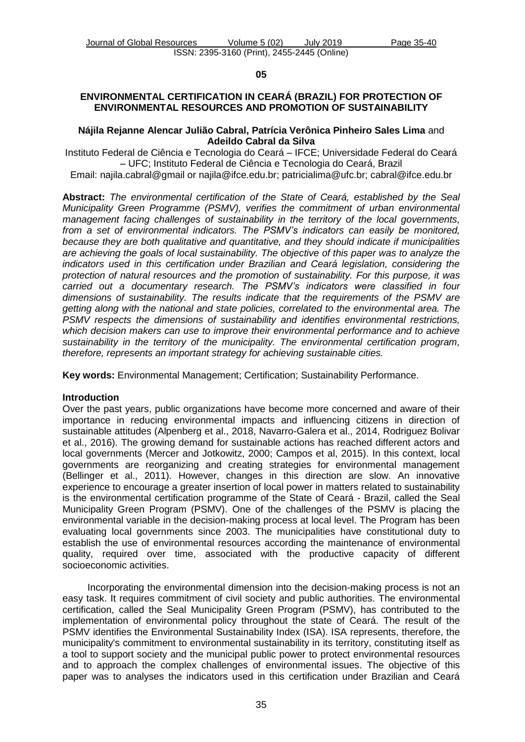**05**

# ENVIRONMENTAL CERTIFICATION IN CEARÁ (BRAZIL) FOR PROTECTION OF ENVIRONMENTAL RESOURCES AND PROMOTION OF SUSTAINABILITY

**Nájila Rejanne Alencar Julião Cabral, Patrícia Verônica Pinheiro Sales Lima** and **Adeildo Cabral da Silva**

Instituto Federal de Ciência e Tecnologia do Ceará – IFCE; Universidade Federal do Ceará – UFC; Instituto Federal de Ciência e Tecnologia do Ceará, Brazil

Email: najila.cabral@gmail or najila@ifce.edu.br; patricialima@ufc.br; cabral@ifce.edu.br

**Abstract:** *The environmental certification of the State of Ceará, established by the Seal Municipality Green Programme (PSMV), verifies the commitment of urban environmental management facing challenges of sustainability in the territory of the local governments, from a set of environmental indicators. The PSMV's indicators can easily be monitored, because they are both qualitative and quantitative, and they should indicate if municipalities are achieving the goals of local sustainability. The objective of this paper was to analyze the indicators used in this certification under Brazilian and Ceará legislation, considering the protection of natural resources and the promotion of sustainability. For this purpose, it was carried out a documentary research. The PSMV's indicators were classified in four dimensions of sustainability. The results indicate that the requirements of the PSMV are getting along with the national and state policies, correlated to the environmental area. The PSMV respects the dimensions of sustainability and identifies environmental restrictions, which decision makers can use to improve their environmental performance and to achieve sustainability in the territory of the municipality. The environmental certification program, therefore, represents an important strategy for achieving sustainable cities.*

**Key words:** Environmental Management; Certification; Sustainability Performance.

## Introduction

Over the past years, public organizations have become more concerned and aware of their importance in reducing environmental impacts and influencing citizens in direction of sustainable attitudes (Alpenberg et al., 2018, Navarro-Galera et al., 2014, Rodriguez Bolivar et al., 2016). The growing demand for sustainable actions has reached different actors and local governments (Mercer and Jotkowitz, 2000; Campos et al, 2015). In this context, local governments are reorganizing and creating strategies for environmental management (Bellinger et al., 2011). However, changes in this direction are slow. An innovative experience to encourage a greater insertion of local power in matters related to sustainability is the environmental certification programme of the State of Ceará - Brazil, called the Seal Municipality Green Program (PSMV). One of the challenges of the PSMV is placing the environmental variable in the decision-making process at local level. The Program has been evaluating local governments since 2003. The municipalities have constitutional duty to establish the use of environmental resources according the maintenance of environmental quality, required over time, associated with the productive capacity of different socioeconomic activities.

Incorporating the environmental dimension into the decision-making process is not an easy task. It requires commitment of civil society and public authorities. The environmental certification, called the Seal Municipality Green Program (PSMV), has contributed to the implementation of environmental policy throughout the state of Ceará. The result of the PSMV identifies the Environmental Sustainability Index (ISA). ISA represents, therefore, the municipality's commitment to environmental sustainability in its territory, constituting itself as a tool to support society and the municipal public power to protect environmental resources and to approach the complex challenges of environmental issues. The objective of this paper was to analyses the indicators used in this certification under Brazilian and Ceará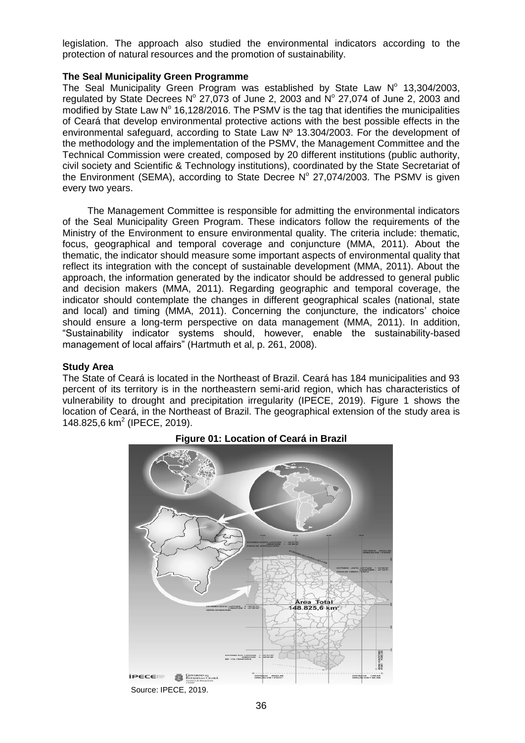legislation. The approach also studied the environmental indicators according to the protection of natural resources and the promotion of sustainability.

**The Seal Municipality Green Programme**

The Seal Municipality Green Programme was established by State Law N° 13,304/2003, regulated by State Decrees N° 27,073 of June 2, 2003 and N° 27,074 of June 2, 2003 and modified by State Law N° 16,128/2016. The PSMV is the tag that identifies the municipalities of Ceará that develop environmental protective actions with the best possible effects in the environmental safeguard, according to State Law Nº 13.304/2003. For the development of the methodology and the implementation of the PSMV, the Management Committee and the Technical Commission were created, composed by 20 different institutions (public authority, civil society and Scientific & Technology institutions), coordinated by the State Secretariat of the Environment (SEMA), according to State Decree N° 27,074/2003. The PSMV is given every two years.

The Management Committee is responsible for admitting the environmental indicators of the Seal Municipality Green Program. These indicators follow the requirements of the Ministry of the Environment to ensure environmental quality. The criteria include: thematic, focus, geographical and temporal coverage and conjuncture (MMA, 2011). About the thematic, the indicator should measure some important aspects of environmental quality that reflect its integration with the concept of sustainable development (MMA, 2011). About the approach, the information generated by the indicator should be addressed to general public and decision makers (MMA, 2011). Regarding geographic and temporal coverage, the indicator should contemplate the changes in different geographical scales (national, state and local) and timing (MMA, 2011). Concerning the conjuncture, the indicators' choice should ensure a long-term perspective on data management (MMA, 2011). In addition, "Sustainability indicator systems should, however, enable the sustainability-based management of local affairs" (Hartmuth et al, p. 261, 2008).

**Study Area**

The State of Ceará is located in the Northeast of Brazil. Ceará has 184 municipalities and 93 percent of its territory is in the northeastern semi-arid region, which has characteristics of vulnerability to drought and precipitation irregularity (IPECE, 2019). Figure 1 shows the location of Ceará, in the Northeast of Brazil. The geographical extension of the study area is 148.825,6 km$^2$ (IPECE, 2019).

**Figure 01: Location of Ceará in Brazil**

Source: IPECE, 2019.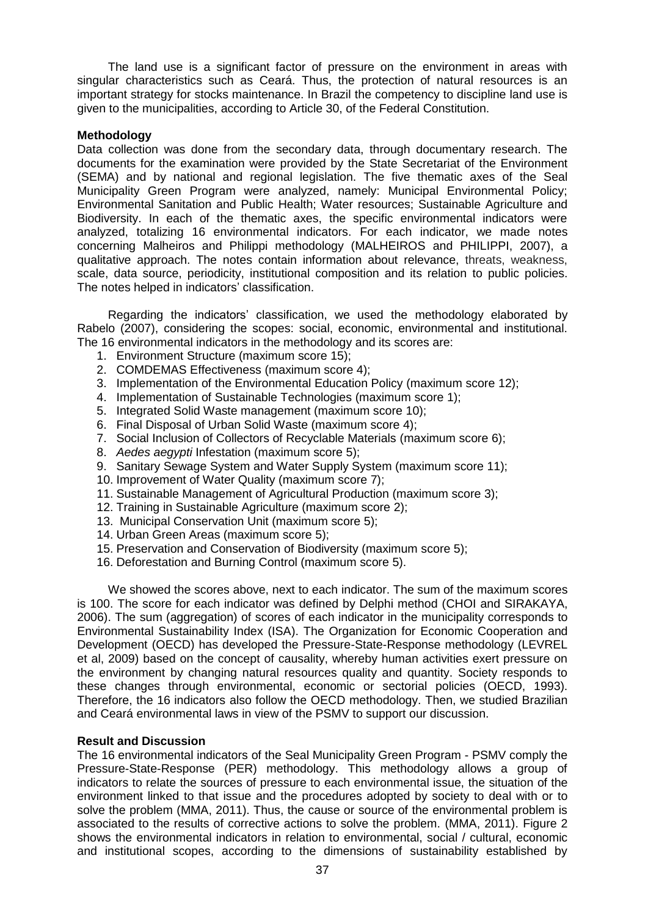The land use is a significant factor of pressure on the environment in areas with singular characteristics such as Ceará. Thus, the protection of natural resources is an important strategy for stocks maintenance. In Brazil the competency to discipline land use is given to the municipalities, according to Article 30, of the Federal Constitution.

**Methodology**

Data collection was done from the secondary data, through documentary research. The documents for the examination were provided by the State Secretariat of the Environment (SEMA) and by national and regional legislation. The five thematic axes of the Seal Municipality Green Program were analyzed, namely: Municipal Environmental Policy; Environmental Sanitation and Public Health; Water resources; Sustainable Agriculture and Biodiversity. In each of the thematic axes, the specific environmental indicators were analyzed, totalizing 16 environmental indicators. For each indicator, we made notes concerning Malheiros and Philippi methodology (MALHEIROS and PHILIPPI, 2007), a qualitative approach. The notes contain information about relevance, threats, weakness, scale, data source, periodicity, institutional composition and its relation to public policies. The notes helped in indicators' classification.

Regarding the indicators' classification, we used the methodology elaborated by Rabelo (2007), considering the scopes: social, economic, environmental and institutional. The 16 environmental indicators in the methodology and its scores are:

1. Environment Structure (maximum score 15);
2. COMDEMAS Effectiveness (maximum score 4);
3. Implementation of the Environmental Education Policy (maximum score 12);
4. Implementation of Sustainable Technologies (maximum score 1);
5. Integrated Solid Waste management (maximum score 10);
6. Final Disposal of Urban Solid Waste (maximum score 4);
7. Social Inclusion of Collectors of Recyclable Materials (maximum score 6);
8. *Aedes aegypti* Infestation (maximum score 5);
9. Sanitary Sewage System and Water Supply System (maximum score 11);
10. Improvement of Water Quality (maximum score 7);
11. Sustainable Management of Agricultural Production (maximum score 3);
12. Training in Sustainable Agriculture (maximum score 2);
13. Municipal Conservation Unit (maximum score 5);
14. Urban Green Areas (maximum score 5);
15. Preservation and Conservation of Biodiversity (maximum score 5);
16. Deforestation and Burning Control (maximum score 5).

We showed the scores above, next to each indicator. The sum of the maximum scores is 100. The score for each indicator was defined by Delphi method (CHOI and SIRAKAYA, 2006). The sum (aggregation) of scores of each indicator in the municipality corresponds to Environmental Sustainability Index (ISA). The Organization for Economic Cooperation and Development (OECD) has developed the Pressure-State-Response methodology (LEVREL et al, 2009) based on the concept of causality, whereby human activities exert pressure on the environment by changing natural resources quality and quantity. Society responds to these changes through environmental, economic or sectorial policies (OECD, 1993). Therefore, the 16 indicators also follow the OECD methodology. Then, we studied Brazilian and Ceará environmental laws in view of the PSMV to support our discussion.

**Result and Discussion**

The 16 environmental indicators of the Seal Municipality Green Program - PSMV comply the Pressure-State-Response (PER) methodology. This methodology allows a group of indicators to relate the sources of pressure to each environmental issue, the situation of the environment linked to that issue and the procedures adopted by society to deal with or to solve the problem (MMA, 2011). Thus, the cause or source of the environmental problem is associated to the results of corrective actions to solve the problem. (MMA, 2011). Figure 2 shows the environmental indicators in relation to environmental, social / cultural, economic and institutional scopes, according to the dimensions of sustainability established by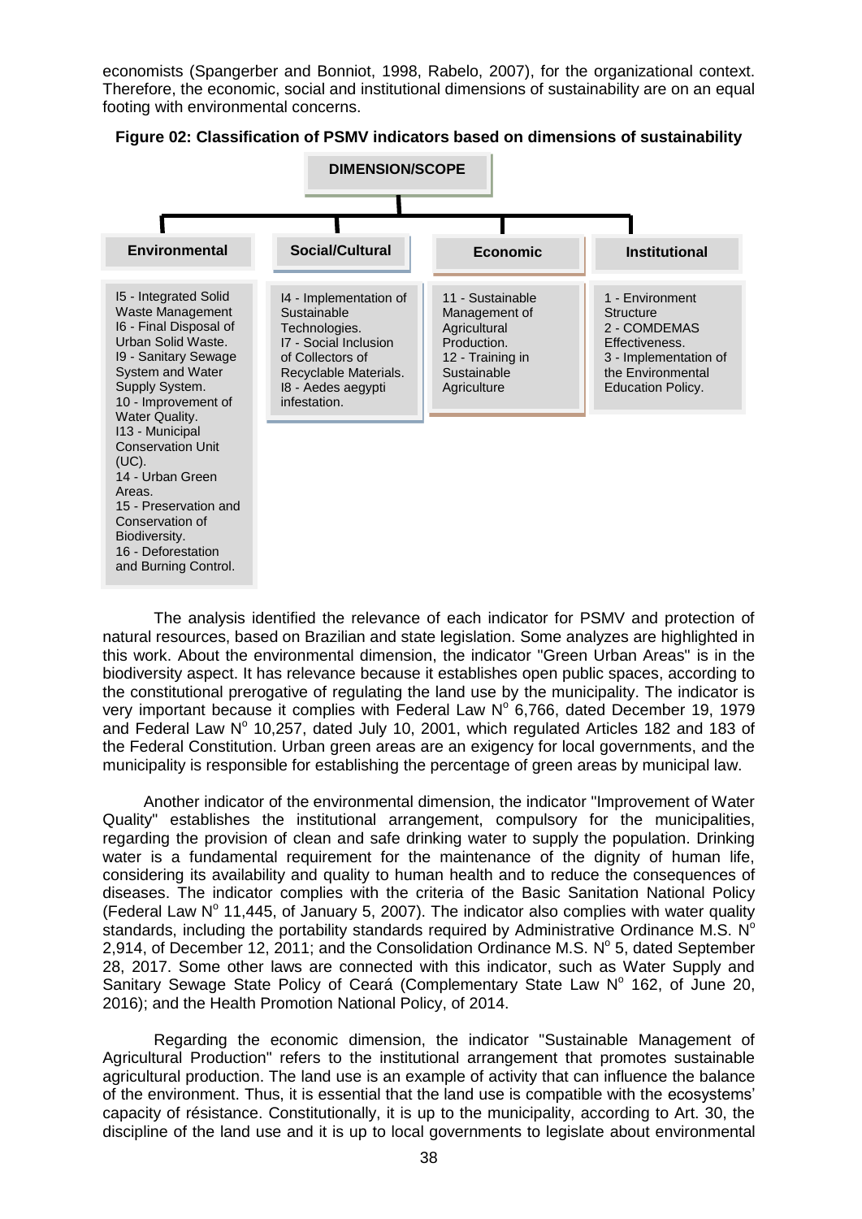economists (Spangerber and Bonniot, 1998, Rabelo, 2007), for the organizational context. Therefore, the economic, social and institutional dimensions of sustainability are on an equal footing with environmental concerns.

**Figure 02: Classification of PSMV indicators based on dimensions of sustainability**

**DIMENSION/SCOPE**

| Environmental | Social/Cultural | Economic | Institutional |
|---|---|---|---|
| I5 - Integrated Solid Waste Management<br>I6 - Final Disposal of Urban Solid Waste.<br>I9 - Sanitary Sewage System and Water Supply System.<br>10 - Improvement of Water Quality.<br>I13 - Municipal Conservation Unit (UC).<br>14 - Urban Green Areas.<br>15 - Preservation and Conservation of Biodiversity.<br>16 - Deforestation and Burning Control. | I4 - Implementation of Sustainable Technologies.<br>I7 - Social Inclusion of Collectors of Recyclable Materials.<br>I8 - Aedes aegypti infestation. | 11 - Sustainable Management of Agricultural Production.<br>12 - Training in Sustainable Agriculture | 1 - Environment Structure<br>2 - COMDEMAS Effectiveness.<br>3 - Implementation of the Environmental Education Policy. |

The analysis identified the relevance of each indicator for PSMV and protection of natural resources, based on Brazilian and state legislation. Some analyzes are highlighted in this work. About the environmental dimension, the indicator "Green Urban Areas" is in the biodiversity aspect. It has relevance because it establishes open public spaces, according to the constitutional prerogative of regulating the land use by the municipality. The indicator is very important because it complies with Federal Law N° 6,766, dated December 19, 1979 and Federal Law N° 10,257, dated July 10, 2001, which regulated Articles 182 and 183 of the Federal Constitution. Urban green areas are an exigency for local governments, and the municipality is responsible for establishing the percentage of green areas by municipal law.

Another indicator of the environmental dimension, the indicator "Improvement of Water Quality" establishes the institutional arrangement, compulsory for the municipalities, regarding the provision of clean and safe drinking water to supply the population. Drinking water is a fundamental requirement for the maintenance of the dignity of human life, considering its availability and quality to human health and to reduce the consequences of diseases. The indicator complies with the criteria of the Basic Sanitation National Policy (Federal Law N° 11,445, of January 5, 2007). The indicator also complies with water quality standards, including the portability standards required by Administrative Ordinance M.S. N° 2,914, of December 12, 2011; and the Consolidation Ordinance M.S. N° 5, dated September 28, 2017. Some other laws are connected with this indicator, such as Water Supply and Sanitary Sewage State Policy of Ceará (Complementary State Law N° 162, of June 20, 2016); and the Health Promotion National Policy, of 2014.

Regarding the economic dimension, the indicator "Sustainable Management of Agricultural Production" refers to the institutional arrangement that promotes sustainable agricultural production. The land use is an example of activity that can influence the balance of the environment. Thus, it is essential that the land use is compatible with the ecosystems' capacity of résistance. Constitutionally, it is up to the municipality, according to Art. 30, the discipline of the land use and it is up to local governments to legislate about environmental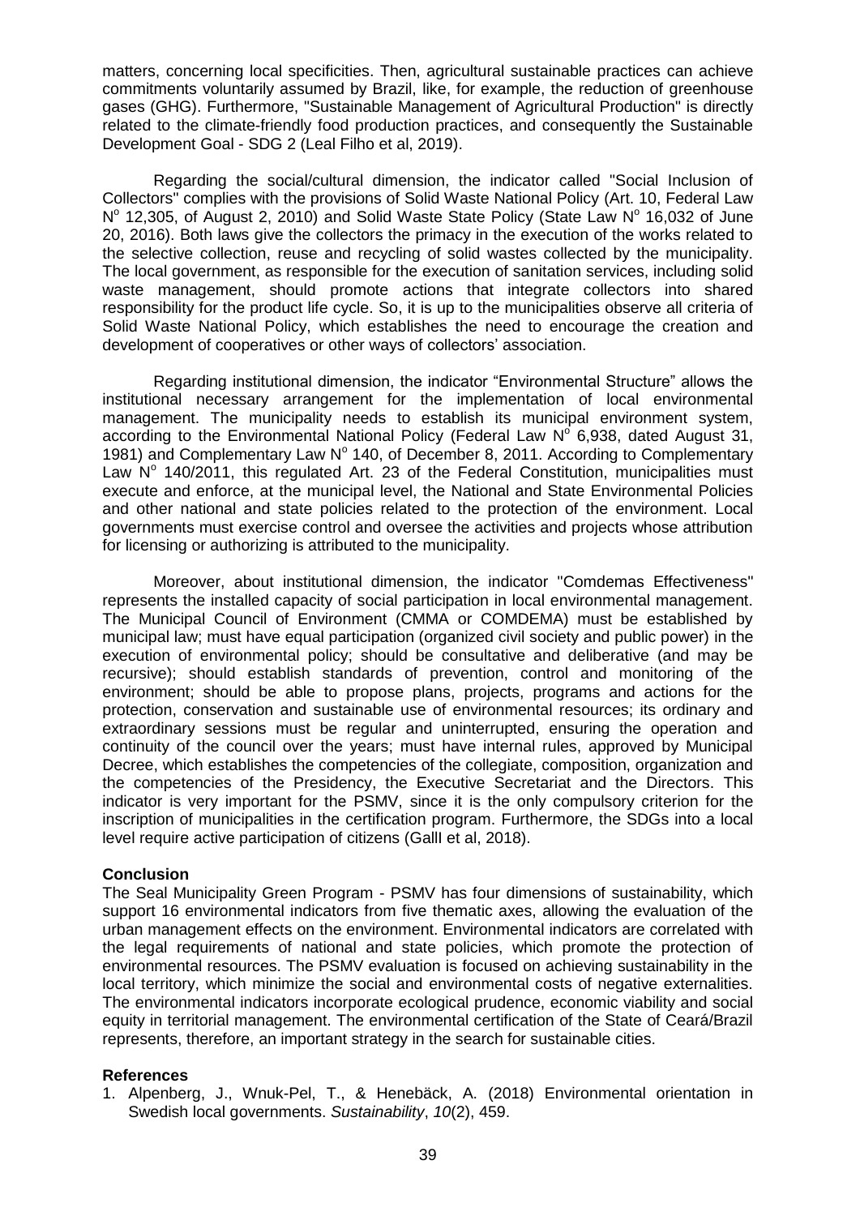matters, concerning local specificities. Then, agricultural sustainable practices can achieve commitments voluntarily assumed by Brazil, like, for example, the reduction of greenhouse gases (GHG). Furthermore, "Sustainable Management of Agricultural Production" is directly related to the climate-friendly food production practices, and consequently the Sustainable Development Goal - SDG 2 (Leal Filho et al, 2019).

Regarding the social/cultural dimension, the indicator called "Social Inclusion of Collectors" complies with the provisions of Solid Waste National Policy (Art. 10, Federal Law N° 12,305, of August 2, 2010) and Solid Waste State Policy (State Law N° 16,032 of June 20, 2016). Both laws give the collectors the primacy in the execution of the works related to the selective collection, reuse and recycling of solid wastes collected by the municipality. The local government, as responsible for the execution of sanitation services, including solid waste management, should promote actions that integrate collectors into shared responsibility for the product life cycle. So, it is up to the municipalities observe all criteria of Solid Waste National Policy, which establishes the need to encourage the creation and development of cooperatives or other ways of collectors' association.

Regarding institutional dimension, the indicator "Environmental Structure" allows the institutional necessary arrangement for the implementation of local environmental management. The municipality needs to establish its municipal environment system, according to the Environmental National Policy (Federal Law N° 6,938, dated August 31, 1981) and Complementary Law N° 140, of December 8, 2011. According to Complementary Law N° 140/2011, this regulated Art. 23 of the Federal Constitution, municipalities must execute and enforce, at the municipal level, the National and State Environmental Policies and other national and state policies related to the protection of the environment. Local governments must exercise control and oversee the activities and projects whose attribution for licensing or authorizing is attributed to the municipality.

Moreover, about institutional dimension, the indicator "Comdemas Effectiveness" represents the installed capacity of social participation in local environmental management. The Municipal Council of Environment (CMMA or COMDEMA) must be established by municipal law; must have equal participation (organized civil society and public power) in the execution of environmental policy; should be consultative and deliberative (and may be recursive); should establish standards of prevention, control and monitoring of the environment; should be able to propose plans, projects, programs and actions for the protection, conservation and sustainable use of environmental resources; its ordinary and extraordinary sessions must be regular and uninterrupted, ensuring the operation and continuity of the council over the years; must have internal rules, approved by Municipal Decree, which establishes the competencies of the collegiate, composition, organization and the competencies of the Presidency, the Executive Secretariat and the Directors. This indicator is very important for the PSMV, since it is the only compulsory criterion for the inscription of municipalities in the certification program. Furthermore, the SDGs into a local level require active participation of citizens (Galll et al, 2018).

## Conclusion

The Seal Municipality Green Program - PSMV has four dimensions of sustainability, which support 16 environmental indicators from five thematic axes, allowing the evaluation of the urban management effects on the environment. Environmental indicators are correlated with the legal requirements of national and state policies, which promote the protection of environmental resources. The PSMV evaluation is focused on achieving sustainability in the local territory, which minimize the social and environmental costs of negative externalities. The environmental indicators incorporate ecological prudence, economic viability and social equity in territorial management. The environmental certification of the State of Ceará/Brazil represents, therefore, an important strategy in the search for sustainable cities.

## References

1. Alpenberg, J., Wnuk-Pel, T., & Henebäck, A. (2018) Environmental orientation in Swedish local governments. *Sustainability*, *10*(2), 459.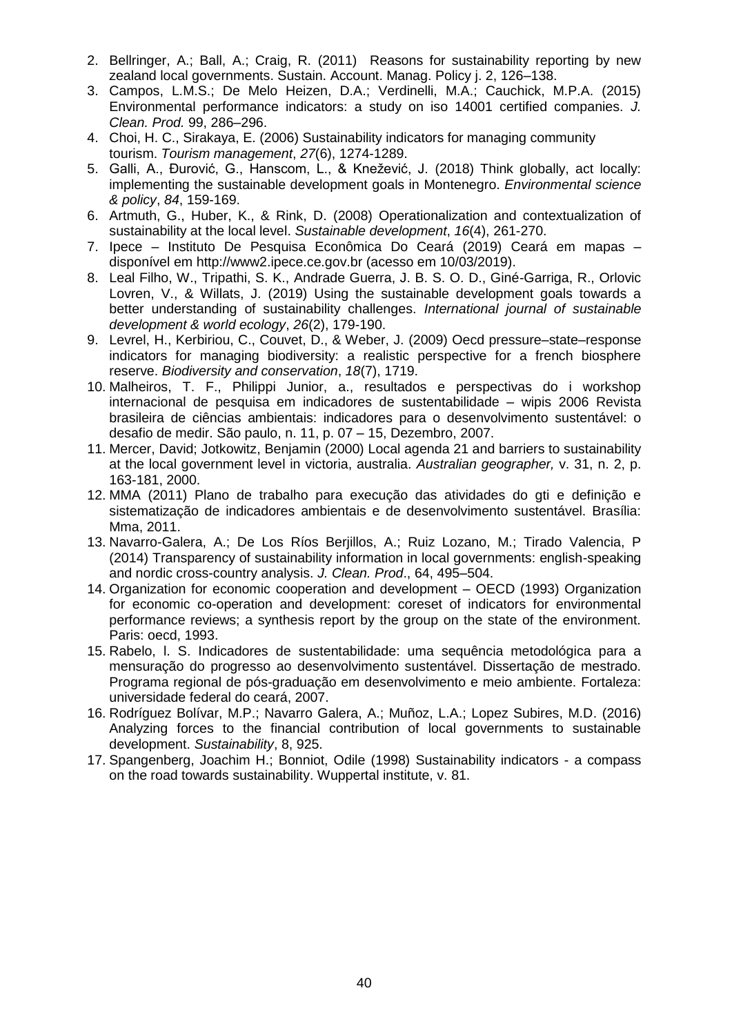2. Bellringer, A.; Ball, A.; Craig, R. (2011) Reasons for sustainability reporting by new zealand local governments. Sustain. Account. Manag. Policy j. 2, 126–138.
3. Campos, L.M.S.; De Melo Heizen, D.A.; Verdinelli, M.A.; Cauchick, M.P.A. (2015) Environmental performance indicators: a study on iso 14001 certified companies. *J. Clean. Prod.* 99, 286–296.
4. Choi, H. C., Sirakaya, E. (2006) Sustainability indicators for managing community tourism. *Tourism management*, *27*(6), 1274-1289.
5. Galli, A., Đurović, G., Hanscom, L., & Knežević, J. (2018) Think globally, act locally: implementing the sustainable development goals in Montenegro. *Environmental science & policy*, *84*, 159-169.
6. Artmuth, G., Huber, K., & Rink, D. (2008) Operationalization and contextualization of sustainability at the local level. *Sustainable development*, *16*(4), 261-270.
7. Ipece – Instituto De Pesquisa Econômica Do Ceará (2019) Ceará em mapas – disponível em http://www2.ipece.ce.gov.br (acesso em 10/03/2019).
8. Leal Filho, W., Tripathi, S. K., Andrade Guerra, J. B. S. O. D., Giné-Garriga, R., Orlovic Lovren, V., & Willats, J. (2019) Using the sustainable development goals towards a better understanding of sustainability challenges. *International journal of sustainable development & world ecology*, *26*(2), 179-190.
9. Levrel, H., Kerbiriou, C., Couvet, D., & Weber, J. (2009) Oecd pressure–state–response indicators for managing biodiversity: a realistic perspective for a french biosphere reserve. *Biodiversity and conservation*, *18*(7), 1719.
10. Malheiros, T. F., Philippi Junior, a., resultados e perspectivas do i workshop internacional de pesquisa em indicadores de sustentabilidade – wipis 2006 Revista brasileira de ciências ambientais: indicadores para o desenvolvimento sustentável: o desafio de medir. São paulo, n. 11, p. 07 – 15, Dezembro, 2007.
11. Mercer, David; Jotkowitz, Benjamin (2000) Local agenda 21 and barriers to sustainability at the local government level in victoria, australia. *Australian geographer,* v. 31, n. 2, p. 163-181, 2000.
12. MMA (2011) Plano de trabalho para execução das atividades do gti e definição e sistematização de indicadores ambientais e de desenvolvimento sustentável. Brasília: Mma, 2011.
13. Navarro-Galera, A.; De Los Ríos Berjillos, A.; Ruiz Lozano, M.; Tirado Valencia, P (2014) Transparency of sustainability information in local governments: english-speaking and nordic cross-country analysis. *J. Clean. Prod*., 64, 495–504.
14. Organization for economic cooperation and development – OECD (1993) Organization for economic co-operation and development: coreset of indicators for environmental performance reviews; a synthesis report by the group on the state of the environment. Paris: oecd, 1993.
15. Rabelo, l. S. Indicadores de sustentabilidade: uma sequência metodológica para a mensuração do progresso ao desenvolvimento sustentável. Dissertação de mestrado. Programa regional de pós-graduação em desenvolvimento e meio ambiente. Fortaleza: universidade federal do ceará, 2007.
16. Rodríguez Bolívar, M.P.; Navarro Galera, A.; Muñoz, L.A.; Lopez Subires, M.D. (2016) Analyzing forces to the financial contribution of local governments to sustainable development. *Sustainability*, 8, 925.
17. Spangenberg, Joachim H.; Bonniot, Odile (1998) Sustainability indicators - a compass on the road towards sustainability. Wuppertal institute, v. 81.